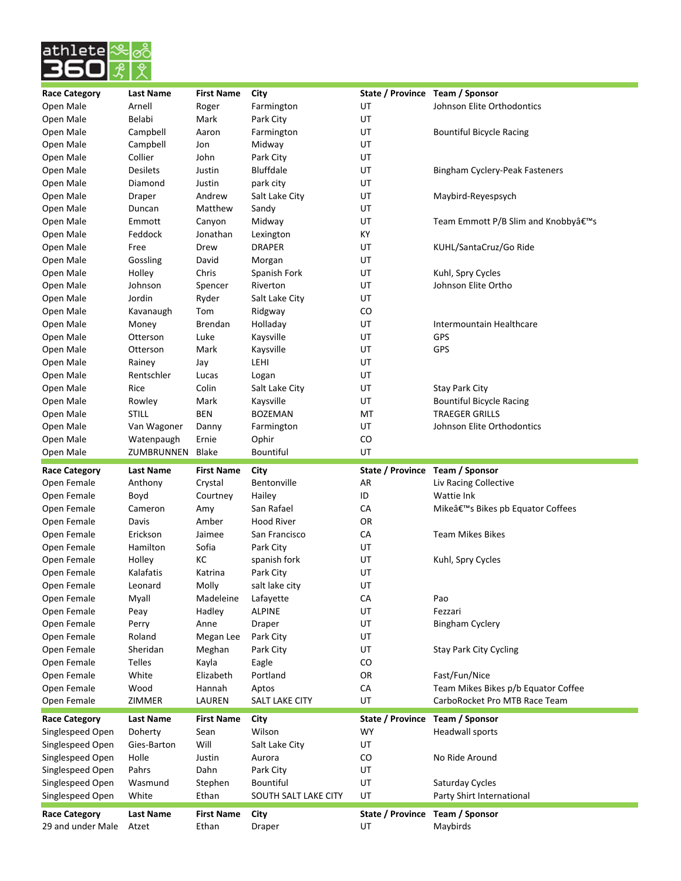| Race Category | Last Name | First Name | City | State / Province | Team / Sponsor |
|---|---|---|---|---|---|
| Open Male | Arnell | Roger | Farmington | UT | Johnson Elite Orthodontics |
| Open Male | Belabi | Mark | Park City | UT | |
| Open Male | Campbell | Aaron | Farmington | UT | Bountiful Bicycle Racing |
| Open Male | Campbell | Jon | Midway | UT | |
| Open Male | Collier | John | Park City | UT | |
| Open Male | Desilets | Justin | Bluffdale | UT | Bingham Cyclery-Peak Fasteners |
| Open Male | Diamond | Justin | park city | UT | |
| Open Male | Draper | Andrew | Salt Lake City | UT | Maybird-Reyespsych |
| Open Male | Duncan | Matthew | Sandy | UT | |
| Open Male | Emmott | Canyon | Midway | UT | Team Emmott P/B Slim and Knobbyâ€™s |
| Open Male | Feddock | Jonathan | Lexington | KY | |
| Open Male | Free | Drew | DRAPER | UT | KUHL/SantaCruz/Go Ride |
| Open Male | Gossling | David | Morgan | UT | |
| Open Male | Holley | Chris | Spanish Fork | UT | Kuhl, Spry Cycles |
| Open Male | Johnson | Spencer | Riverton | UT | Johnson Elite Ortho |
| Open Male | Jordin | Ryder | Salt Lake City | UT | |
| Open Male | Kavanaugh | Tom | Ridgway | CO | |
| Open Male | Money | Brendan | Holladay | UT | Intermountain Healthcare |
| Open Male | Otterson | Luke | Kaysville | UT | GPS |
| Open Male | Otterson | Mark | Kaysville | UT | GPS |
| Open Male | Rainey | Jay | LEHI | UT | |
| Open Male | Rentschler | Lucas | Logan | UT | |
| Open Male | Rice | Colin | Salt Lake City | UT | Stay Park City |
| Open Male | Rowley | Mark | Kaysville | UT | Bountiful Bicycle Racing |
| Open Male | STILL | BEN | BOZEMAN | MT | TRAEGER GRILLS |
| Open Male | Van Wagoner | Danny | Farmington | UT | Johnson Elite Orthodontics |
| Open Male | Watenpaugh | Ernie | Ophir | CO | |
| Open Male | ZUMBRUNNEN | Blake | Bountiful | UT | |

| Race Category | Last Name | First Name | City | State / Province | Team / Sponsor |
|---|---|---|---|---|---|
| Open Female | Anthony | Crystal | Bentonville | AR | Liv Racing Collective |
| Open Female | Boyd | Courtney | Hailey | ID | Wattie Ink |
| Open Female | Cameron | Amy | San Rafael | CA | Mikeâ€™s Bikes pb Equator Coffees |
| Open Female | Davis | Amber | Hood River | OR | |
| Open Female | Erickson | Jaimee | San Francisco | CA | Team Mikes Bikes |
| Open Female | Hamilton | Sofia | Park City | UT | |
| Open Female | Holley | KC | spanish fork | UT | Kuhl, Spry Cycles |
| Open Female | Kalafatis | Katrina | Park City | UT | |
| Open Female | Leonard | Molly | salt lake city | UT | |
| Open Female | Myall | Madeleine | Lafayette | CA | Pao |
| Open Female | Peay | Hadley | ALPINE | UT | Fezzari |
| Open Female | Perry | Anne | Draper | UT | Bingham Cyclery |
| Open Female | Roland | Megan Lee | Park City | UT | |
| Open Female | Sheridan | Meghan | Park City | UT | Stay Park City Cycling |
| Open Female | Telles | Kayla | Eagle | CO | |
| Open Female | White | Elizabeth | Portland | OR | Fast/Fun/Nice |
| Open Female | Wood | Hannah | Aptos | CA | Team Mikes Bikes p/b Equator Coffee |
| Open Female | ZIMMER | LAUREN | SALT LAKE CITY | UT | CarboRocket Pro MTB Race Team |

| Race Category | Last Name | First Name | City | State / Province | Team / Sponsor |
|---|---|---|---|---|---|
| Singlespeed Open | Doherty | Sean | Wilson | WY | Headwall sports |
| Singlespeed Open | Gies-Barton | Will | Salt Lake City | UT | |
| Singlespeed Open | Holle | Justin | Aurora | CO | No Ride Around |
| Singlespeed Open | Pahrs | Dahn | Park City | UT | |
| Singlespeed Open | Wasmund | Stephen | Bountiful | UT | Saturday Cycles |
| Singlespeed Open | White | Ethan | SOUTH SALT LAKE CITY | UT | Party Shirt International |

| Race Category | Last Name | First Name | City | State / Province | Team / Sponsor |
|---|---|---|---|---|---|
| 29 and under Male | Atzet | Ethan | Draper | UT | Maybirds |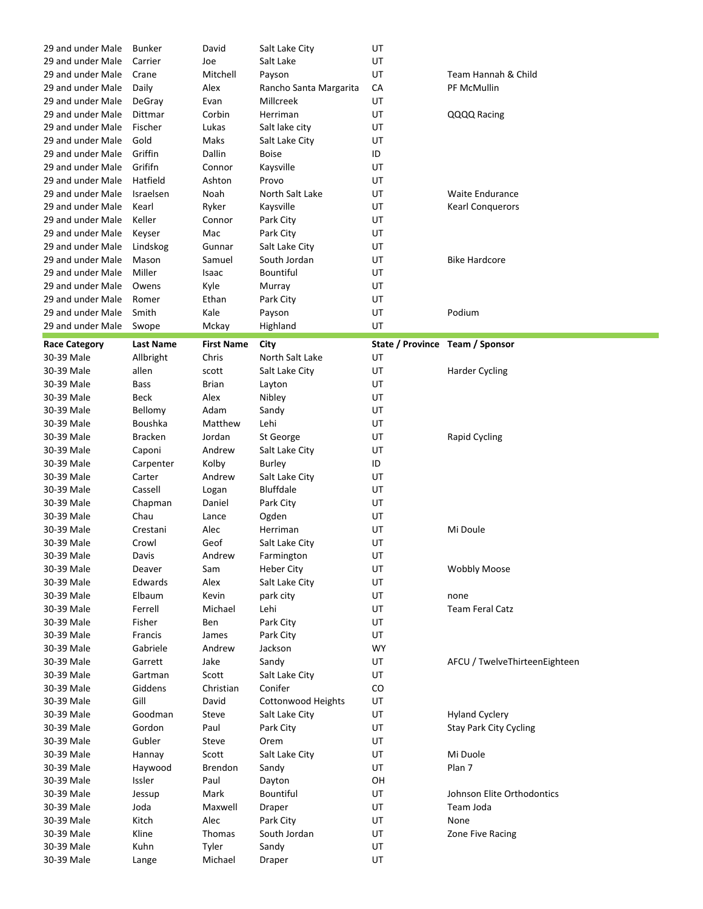| | | | | | |
|---|---|---|---|---|---|
| 29 and under Male | Bunker | David | Salt Lake City | UT | |
| 29 and under Male | Carrier | Joe | Salt Lake | UT | |
| 29 and under Male | Crane | Mitchell | Payson | UT | Team Hannah & Child |
| 29 and under Male | Daily | Alex | Rancho Santa Margarita | CA | PF McMullin |
| 29 and under Male | DeGray | Evan | Millcreek | UT | |
| 29 and under Male | Dittmar | Corbin | Herriman | UT | QQQQ Racing |
| 29 and under Male | Fischer | Lukas | Salt lake city | UT | |
| 29 and under Male | Gold | Maks | Salt Lake City | UT | |
| 29 and under Male | Griffin | Dallin | Boise | ID | |
| 29 and under Male | Grififn | Connor | Kaysville | UT | |
| 29 and under Male | Hatfield | Ashton | Provo | UT | |
| 29 and under Male | Israelsen | Noah | North Salt Lake | UT | Waite Endurance |
| 29 and under Male | Kearl | Ryker | Kaysville | UT | Kearl Conquerors |
| 29 and under Male | Keller | Connor | Park City | UT | |
| 29 and under Male | Keyser | Mac | Park City | UT | |
| 29 and under Male | Lindskog | Gunnar | Salt Lake City | UT | |
| 29 and under Male | Mason | Samuel | South Jordan | UT | Bike Hardcore |
| 29 and under Male | Miller | Isaac | Bountiful | UT | |
| 29 and under Male | Owens | Kyle | Murray | UT | |
| 29 and under Male | Romer | Ethan | Park City | UT | |
| 29 and under Male | Smith | Kale | Payson | UT | Podium |
| 29 and under Male | Swope | Mckay | Highland | UT | |

| Race Category | Last Name | First Name | City | State / Province | Team / Sponsor |
|---|---|---|---|---|---|
| 30-39 Male | Allbright | Chris | North Salt Lake | UT | |
| 30-39 Male | allen | scott | Salt Lake City | UT | Harder Cycling |
| 30-39 Male | Bass | Brian | Layton | UT | |
| 30-39 Male | Beck | Alex | Nibley | UT | |
| 30-39 Male | Bellomy | Adam | Sandy | UT | |
| 30-39 Male | Boushka | Matthew | Lehi | UT | |
| 30-39 Male | Bracken | Jordan | St George | UT | Rapid Cycling |
| 30-39 Male | Caponi | Andrew | Salt Lake City | UT | |
| 30-39 Male | Carpenter | Kolby | Burley | ID | |
| 30-39 Male | Carter | Andrew | Salt Lake City | UT | |
| 30-39 Male | Cassell | Logan | Bluffdale | UT | |
| 30-39 Male | Chapman | Daniel | Park City | UT | |
| 30-39 Male | Chau | Lance | Ogden | UT | |
| 30-39 Male | Crestani | Alec | Herriman | UT | Mi Doule |
| 30-39 Male | Crowl | Geof | Salt Lake City | UT | |
| 30-39 Male | Davis | Andrew | Farmington | UT | |
| 30-39 Male | Deaver | Sam | Heber City | UT | Wobbly Moose |
| 30-39 Male | Edwards | Alex | Salt Lake City | UT | |
| 30-39 Male | Elbaum | Kevin | park city | UT | none |
| 30-39 Male | Ferrell | Michael | Lehi | UT | Team Feral Catz |
| 30-39 Male | Fisher | Ben | Park City | UT | |
| 30-39 Male | Francis | James | Park City | UT | |
| 30-39 Male | Gabriele | Andrew | Jackson | WY | |
| 30-39 Male | Garrett | Jake | Sandy | UT | AFCU / TwelveThirteenEighteen |
| 30-39 Male | Gartman | Scott | Salt Lake City | UT | |
| 30-39 Male | Giddens | Christian | Conifer | CO | |
| 30-39 Male | Gill | David | Cottonwood Heights | UT | |
| 30-39 Male | Goodman | Steve | Salt Lake City | UT | Hyland Cyclery |
| 30-39 Male | Gordon | Paul | Park City | UT | Stay Park City Cycling |
| 30-39 Male | Gubler | Steve | Orem | UT | |
| 30-39 Male | Hannay | Scott | Salt Lake City | UT | Mi Duole |
| 30-39 Male | Haywood | Brendon | Sandy | UT | Plan 7 |
| 30-39 Male | Issler | Paul | Dayton | OH | |
| 30-39 Male | Jessup | Mark | Bountiful | UT | Johnson Elite Orthodontics |
| 30-39 Male | Joda | Maxwell | Draper | UT | Team Joda |
| 30-39 Male | Kitch | Alec | Park City | UT | None |
| 30-39 Male | Kline | Thomas | South Jordan | UT | Zone Five Racing |
| 30-39 Male | Kuhn | Tyler | Sandy | UT | |
| 30-39 Male | Lange | Michael | Draper | UT | |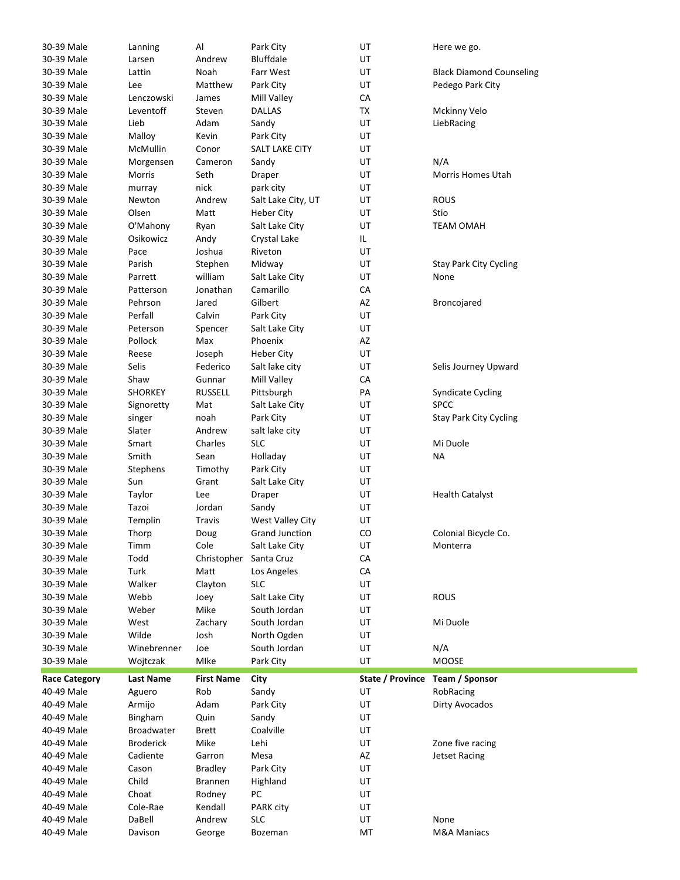| 30-39 Male | Lanning | Al | Park City | UT | Here we go. |
|---|---|---|---|---|---|
| 30-39 Male | Larsen | Andrew | Bluffdale | UT | |
| 30-39 Male | Lattin | Noah | Farr West | UT | Black Diamond Counseling |
| 30-39 Male | Lee | Matthew | Park City | UT | Pedego Park City |
| 30-39 Male | Lenczowski | James | Mill Valley | CA | |
| 30-39 Male | Leventoff | Steven | DALLAS | TX | Mckinny Velo |
| 30-39 Male | Lieb | Adam | Sandy | UT | LiebRacing |
| 30-39 Male | Malloy | Kevin | Park City | UT | |
| 30-39 Male | McMullin | Conor | SALT LAKE CITY | UT | |
| 30-39 Male | Morgensen | Cameron | Sandy | UT | N/A |
| 30-39 Male | Morris | Seth | Draper | UT | Morris Homes Utah |
| 30-39 Male | murray | nick | park city | UT | |
| 30-39 Male | Newton | Andrew | Salt Lake City, UT | UT | ROUS |
| 30-39 Male | Olsen | Matt | Heber City | UT | Stio |
| 30-39 Male | O'Mahony | Ryan | Salt Lake City | UT | TEAM OMAH |
| 30-39 Male | Osikowicz | Andy | Crystal Lake | IL | |
| 30-39 Male | Pace | Joshua | Riveton | UT | |
| 30-39 Male | Parish | Stephen | Midway | UT | Stay Park City Cycling |
| 30-39 Male | Parrett | william | Salt Lake City | UT | None |
| 30-39 Male | Patterson | Jonathan | Camarillo | CA | |
| 30-39 Male | Pehrson | Jared | Gilbert | AZ | Broncojared |
| 30-39 Male | Perfall | Calvin | Park City | UT | |
| 30-39 Male | Peterson | Spencer | Salt Lake City | UT | |
| 30-39 Male | Pollock | Max | Phoenix | AZ | |
| 30-39 Male | Reese | Joseph | Heber City | UT | |
| 30-39 Male | Selis | Federico | Salt lake city | UT | Selis Journey Upward |
| 30-39 Male | Shaw | Gunnar | Mill Valley | CA | |
| 30-39 Male | SHORKEY | RUSSELL | Pittsburgh | PA | Syndicate Cycling |
| 30-39 Male | Signoretty | Mat | Salt Lake City | UT | SPCC |
| 30-39 Male | singer | noah | Park City | UT | Stay Park City Cycling |
| 30-39 Male | Slater | Andrew | salt lake city | UT | |
| 30-39 Male | Smart | Charles | SLC | UT | Mi Duole |
| 30-39 Male | Smith | Sean | Holladay | UT | NA |
| 30-39 Male | Stephens | Timothy | Park City | UT | |
| 30-39 Male | Sun | Grant | Salt Lake City | UT | |
| 30-39 Male | Taylor | Lee | Draper | UT | Health Catalyst |
| 30-39 Male | Tazoi | Jordan | Sandy | UT | |
| 30-39 Male | Templin | Travis | West Valley City | UT | |
| 30-39 Male | Thorp | Doug | Grand Junction | CO | Colonial Bicycle Co. |
| 30-39 Male | Timm | Cole | Salt Lake City | UT | Monterra |
| 30-39 Male | Todd | Christopher | Santa Cruz | CA | |
| 30-39 Male | Turk | Matt | Los Angeles | CA | |
| 30-39 Male | Walker | Clayton | SLC | UT | |
| 30-39 Male | Webb | Joey | Salt Lake City | UT | ROUS |
| 30-39 Male | Weber | Mike | South Jordan | UT | |
| 30-39 Male | West | Zachary | South Jordan | UT | Mi Duole |
| 30-39 Male | Wilde | Josh | North Ogden | UT | |
| 30-39 Male | Winebrenner | Joe | South Jordan | UT | N/A |
| 30-39 Male | Wojtczak | MIke | Park City | UT | MOOSE |

| Race Category | Last Name | First Name | City | State / Province | Team / Sponsor |
|---|---|---|---|---|---|
| 40-49 Male | Aguero | Rob | Sandy | UT | RobRacing |
| 40-49 Male | Armijo | Adam | Park City | UT | Dirty Avocados |
| 40-49 Male | Bingham | Quin | Sandy | UT | |
| 40-49 Male | Broadwater | Brett | Coalville | UT | |
| 40-49 Male | Broderick | Mike | Lehi | UT | Zone five racing |
| 40-49 Male | Cadiente | Garron | Mesa | AZ | Jetset Racing |
| 40-49 Male | Cason | Bradley | Park City | UT | |
| 40-49 Male | Child | Brannen | Highland | UT | |
| 40-49 Male | Choat | Rodney | PC | UT | |
| 40-49 Male | Cole-Rae | Kendall | PARK city | UT | |
| 40-49 Male | DaBell | Andrew | SLC | UT | None |
| 40-49 Male | Davison | George | Bozeman | MT | M&A Maniacs |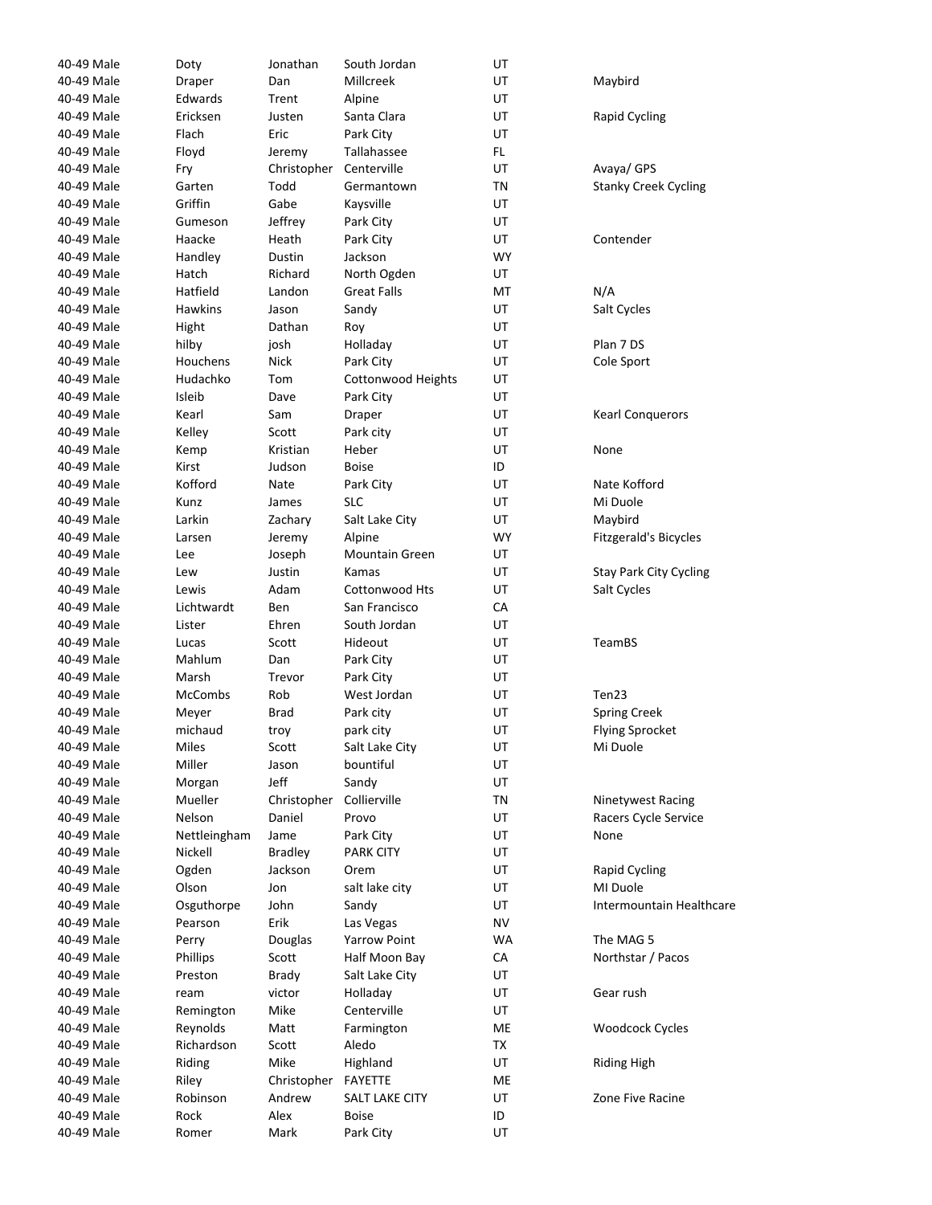| | | | | | |
|---|---|---|---|---|---|
| 40-49 Male | Doty | Jonathan | South Jordan | UT | |
| 40-49 Male | Draper | Dan | Millcreek | UT | Maybird |
| 40-49 Male | Edwards | Trent | Alpine | UT | |
| 40-49 Male | Ericksen | Justen | Santa Clara | UT | Rapid Cycling |
| 40-49 Male | Flach | Eric | Park City | UT | |
| 40-49 Male | Floyd | Jeremy | Tallahassee | FL | |
| 40-49 Male | Fry | Christopher | Centerville | UT | Avaya/ GPS |
| 40-49 Male | Garten | Todd | Germantown | TN | Stanky Creek Cycling |
| 40-49 Male | Griffin | Gabe | Kaysville | UT | |
| 40-49 Male | Gumeson | Jeffrey | Park City | UT | |
| 40-49 Male | Haacke | Heath | Park City | UT | Contender |
| 40-49 Male | Handley | Dustin | Jackson | WY | |
| 40-49 Male | Hatch | Richard | North Ogden | UT | |
| 40-49 Male | Hatfield | Landon | Great Falls | MT | N/A |
| 40-49 Male | Hawkins | Jason | Sandy | UT | Salt Cycles |
| 40-49 Male | Hight | Dathan | Roy | UT | |
| 40-49 Male | hilby | josh | Holladay | UT | Plan 7 DS |
| 40-49 Male | Houchens | Nick | Park City | UT | Cole Sport |
| 40-49 Male | Hudachko | Tom | Cottonwood Heights | UT | |
| 40-49 Male | Isleib | Dave | Park City | UT | |
| 40-49 Male | Kearl | Sam | Draper | UT | Kearl Conquerors |
| 40-49 Male | Kelley | Scott | Park city | UT | |
| 40-49 Male | Kemp | Kristian | Heber | UT | None |
| 40-49 Male | Kirst | Judson | Boise | ID | |
| 40-49 Male | Kofford | Nate | Park City | UT | Nate Kofford |
| 40-49 Male | Kunz | James | SLC | UT | Mi Duole |
| 40-49 Male | Larkin | Zachary | Salt Lake City | UT | Maybird |
| 40-49 Male | Larsen | Jeremy | Alpine | WY | Fitzgerald's Bicycles |
| 40-49 Male | Lee | Joseph | Mountain Green | UT | |
| 40-49 Male | Lew | Justin | Kamas | UT | Stay Park City Cycling |
| 40-49 Male | Lewis | Adam | Cottonwood Hts | UT | Salt Cycles |
| 40-49 Male | Lichtwardt | Ben | San Francisco | CA | |
| 40-49 Male | Lister | Ehren | South Jordan | UT | |
| 40-49 Male | Lucas | Scott | Hideout | UT | TeamBS |
| 40-49 Male | Mahlum | Dan | Park City | UT | |
| 40-49 Male | Marsh | Trevor | Park City | UT | |
| 40-49 Male | McCombs | Rob | West Jordan | UT | Ten23 |
| 40-49 Male | Meyer | Brad | Park city | UT | Spring Creek |
| 40-49 Male | michaud | troy | park city | UT | Flying Sprocket |
| 40-49 Male | Miles | Scott | Salt Lake City | UT | Mi Duole |
| 40-49 Male | Miller | Jason | bountiful | UT | |
| 40-49 Male | Morgan | Jeff | Sandy | UT | |
| 40-49 Male | Mueller | Christopher | Collierville | TN | Ninetywest Racing |
| 40-49 Male | Nelson | Daniel | Provo | UT | Racers Cycle Service |
| 40-49 Male | Nettleingham | Jame | Park City | UT | None |
| 40-49 Male | Nickell | Bradley | PARK CITY | UT | |
| 40-49 Male | Ogden | Jackson | Orem | UT | Rapid Cycling |
| 40-49 Male | Olson | Jon | salt lake city | UT | MI Duole |
| 40-49 Male | Osguthorpe | John | Sandy | UT | Intermountain Healthcare |
| 40-49 Male | Pearson | Erik | Las Vegas | NV | |
| 40-49 Male | Perry | Douglas | Yarrow Point | WA | The MAG 5 |
| 40-49 Male | Phillips | Scott | Half Moon Bay | CA | Northstar / Pacos |
| 40-49 Male | Preston | Brady | Salt Lake City | UT | |
| 40-49 Male | ream | victor | Holladay | UT | Gear rush |
| 40-49 Male | Remington | Mike | Centerville | UT | |
| 40-49 Male | Reynolds | Matt | Farmington | ME | Woodcock Cycles |
| 40-49 Male | Richardson | Scott | Aledo | TX | |
| 40-49 Male | Riding | Mike | Highland | UT | Riding High |
| 40-49 Male | Riley | Christopher | FAYETTE | ME | |
| 40-49 Male | Robinson | Andrew | SALT LAKE CITY | UT | Zone Five Racine |
| 40-49 Male | Rock | Alex | Boise | ID | |
| 40-49 Male | Romer | Mark | Park City | UT | |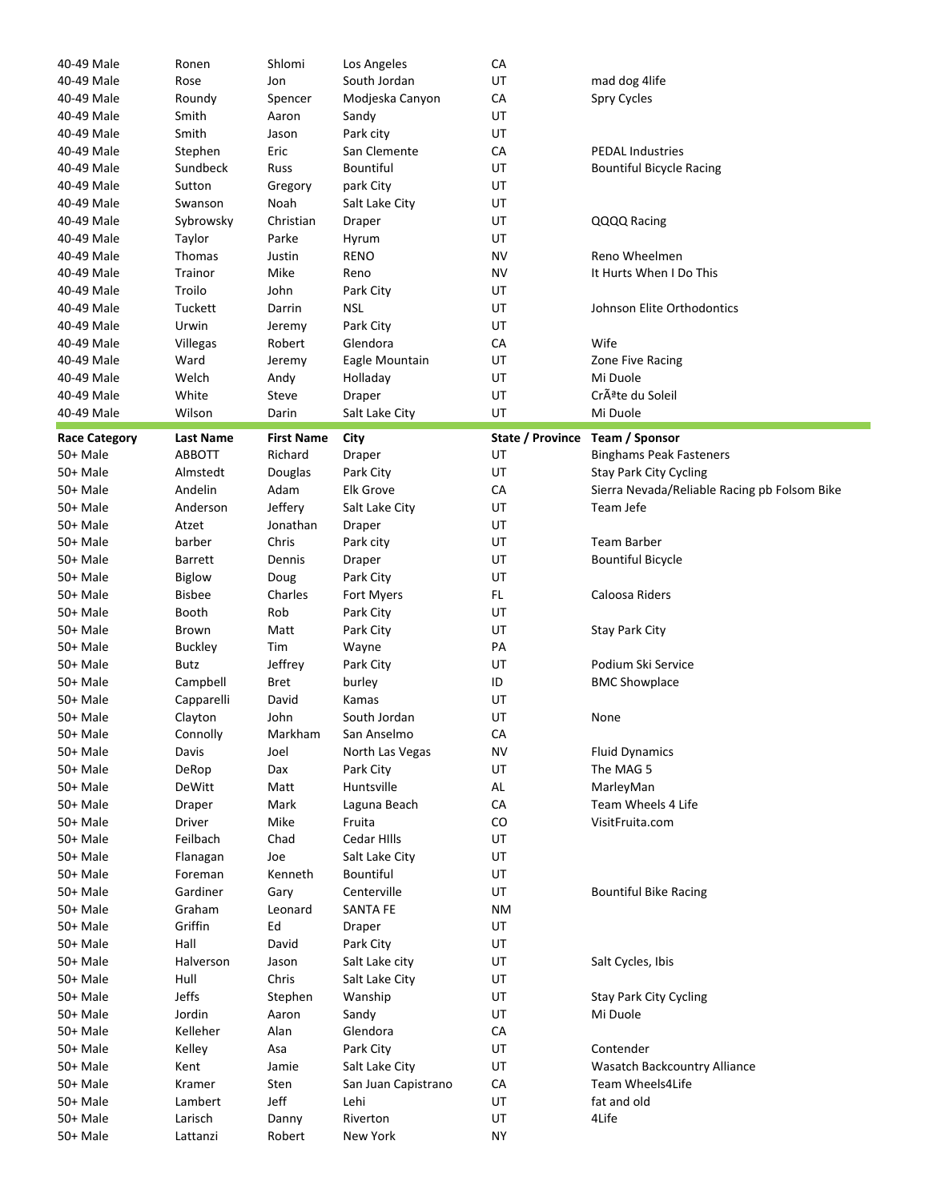| 40-49 Male | Ronen | Shlomi | Los Angeles | CA | |
|---|---|---|---|---|---|
| 40-49 Male | Rose | Jon | South Jordan | UT | mad dog 4life |
| 40-49 Male | Roundy | Spencer | Modjeska Canyon | CA | Spry Cycles |
| 40-49 Male | Smith | Aaron | Sandy | UT | |
| 40-49 Male | Smith | Jason | Park city | UT | |
| 40-49 Male | Stephen | Eric | San Clemente | CA | PEDAL Industries |
| 40-49 Male | Sundbeck | Russ | Bountiful | UT | Bountiful Bicycle Racing |
| 40-49 Male | Sutton | Gregory | park City | UT | |
| 40-49 Male | Swanson | Noah | Salt Lake City | UT | |
| 40-49 Male | Sybrowsky | Christian | Draper | UT | QQQQ Racing |
| 40-49 Male | Taylor | Parke | Hyrum | UT | |
| 40-49 Male | Thomas | Justin | RENO | NV | Reno Wheelmen |
| 40-49 Male | Trainor | Mike | Reno | NV | It Hurts When I Do This |
| 40-49 Male | Troilo | John | Park City | UT | |
| 40-49 Male | Tuckett | Darrin | NSL | UT | Johnson Elite Orthodontics |
| 40-49 Male | Urwin | Jeremy | Park City | UT | |
| 40-49 Male | Villegas | Robert | Glendora | CA | Wife |
| 40-49 Male | Ward | Jeremy | Eagle Mountain | UT | Zone Five Racing |
| 40-49 Male | Welch | Andy | Holladay | UT | Mi Duole |
| 40-49 Male | White | Steve | Draper | UT | CrÃªte du Soleil |
| 40-49 Male | Wilson | Darin | Salt Lake City | UT | Mi Duole |

| Race Category | Last Name | First Name | City | State / Province | Team / Sponsor |
|---|---|---|---|---|---|
| 50+ Male | ABBOTT | Richard | Draper | UT | Binghams Peak Fasteners |
| 50+ Male | Almstedt | Douglas | Park City | UT | Stay Park City Cycling |
| 50+ Male | Andelin | Adam | Elk Grove | CA | Sierra Nevada/Reliable Racing pb Folsom Bike |
| 50+ Male | Anderson | Jeffery | Salt Lake City | UT | Team Jefe |
| 50+ Male | Atzet | Jonathan | Draper | UT | |
| 50+ Male | barber | Chris | Park city | UT | Team Barber |
| 50+ Male | Barrett | Dennis | Draper | UT | Bountiful Bicycle |
| 50+ Male | Biglow | Doug | Park City | UT | |
| 50+ Male | Bisbee | Charles | Fort Myers | FL | Caloosa Riders |
| 50+ Male | Booth | Rob | Park City | UT | |
| 50+ Male | Brown | Matt | Park City | UT | Stay Park City |
| 50+ Male | Buckley | Tim | Wayne | PA | |
| 50+ Male | Butz | Jeffrey | Park City | UT | Podium Ski Service |
| 50+ Male | Campbell | Bret | burley | ID | BMC Showplace |
| 50+ Male | Capparelli | David | Kamas | UT | |
| 50+ Male | Clayton | John | South Jordan | UT | None |
| 50+ Male | Connolly | Markham | San Anselmo | CA | |
| 50+ Male | Davis | Joel | North Las Vegas | NV | Fluid Dynamics |
| 50+ Male | DeRop | Dax | Park City | UT | The MAG 5 |
| 50+ Male | DeWitt | Matt | Huntsville | AL | MarleyMan |
| 50+ Male | Draper | Mark | Laguna Beach | CA | Team Wheels 4 Life |
| 50+ Male | Driver | Mike | Fruita | CO | VisitFruita.com |
| 50+ Male | Feilbach | Chad | Cedar HIlls | UT | |
| 50+ Male | Flanagan | Joe | Salt Lake City | UT | |
| 50+ Male | Foreman | Kenneth | Bountiful | UT | |
| 50+ Male | Gardiner | Gary | Centerville | UT | Bountiful Bike Racing |
| 50+ Male | Graham | Leonard | SANTA FE | NM | |
| 50+ Male | Griffin | Ed | Draper | UT | |
| 50+ Male | Hall | David | Park City | UT | |
| 50+ Male | Halverson | Jason | Salt Lake city | UT | Salt Cycles, Ibis |
| 50+ Male | Hull | Chris | Salt Lake City | UT | |
| 50+ Male | Jeffs | Stephen | Wanship | UT | Stay Park City Cycling |
| 50+ Male | Jordin | Aaron | Sandy | UT | Mi Duole |
| 50+ Male | Kelleher | Alan | Glendora | CA | |
| 50+ Male | Kelley | Asa | Park City | UT | Contender |
| 50+ Male | Kent | Jamie | Salt Lake City | UT | Wasatch Backcountry Alliance |
| 50+ Male | Kramer | Sten | San Juan Capistrano | CA | Team Wheels4Life |
| 50+ Male | Lambert | Jeff | Lehi | UT | fat and old |
| 50+ Male | Larisch | Danny | Riverton | UT | 4Life |
| 50+ Male | Lattanzi | Robert | New York | NY | |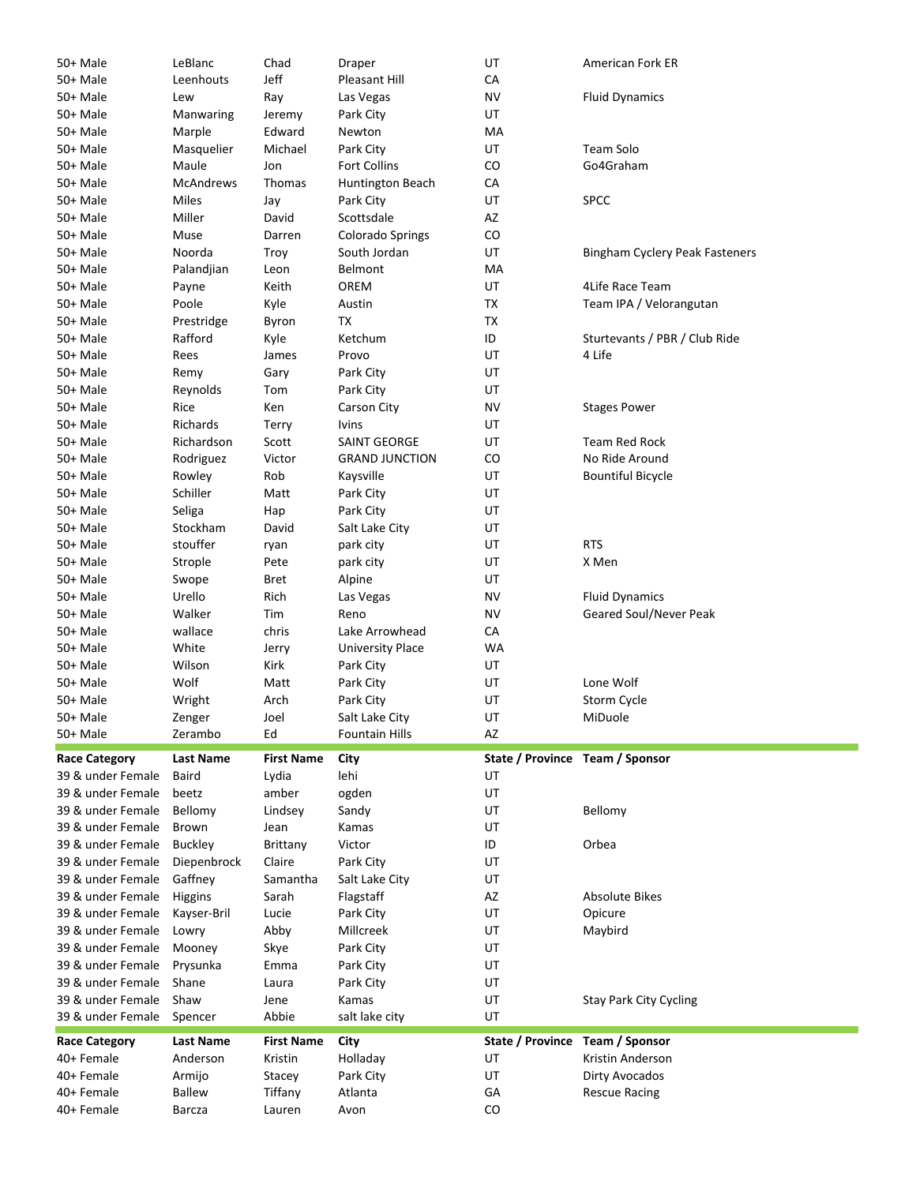| | | | | | |
|---|---|---|---|---|---|
| 50+ Male | LeBlanc | Chad | Draper | UT | American Fork ER |
| 50+ Male | Leenhouts | Jeff | Pleasant Hill | CA | |
| 50+ Male | Lew | Ray | Las Vegas | NV | Fluid Dynamics |
| 50+ Male | Manwaring | Jeremy | Park City | UT | |
| 50+ Male | Marple | Edward | Newton | MA | |
| 50+ Male | Masquelier | Michael | Park City | UT | Team Solo |
| 50+ Male | Maule | Jon | Fort Collins | CO | Go4Graham |
| 50+ Male | McAndrews | Thomas | Huntington Beach | CA | |
| 50+ Male | Miles | Jay | Park City | UT | SPCC |
| 50+ Male | Miller | David | Scottsdale | AZ | |
| 50+ Male | Muse | Darren | Colorado Springs | CO | |
| 50+ Male | Noorda | Troy | South Jordan | UT | Bingham Cyclery Peak Fasteners |
| 50+ Male | Palandjian | Leon | Belmont | MA | |
| 50+ Male | Payne | Keith | OREM | UT | 4Life Race Team |
| 50+ Male | Poole | Kyle | Austin | TX | Team IPA / Velorangutan |
| 50+ Male | Prestridge | Byron | TX | TX | |
| 50+ Male | Rafford | Kyle | Ketchum | ID | Sturtevants / PBR / Club Ride |
| 50+ Male | Rees | James | Provo | UT | 4 Life |
| 50+ Male | Remy | Gary | Park City | UT | |
| 50+ Male | Reynolds | Tom | Park City | UT | |
| 50+ Male | Rice | Ken | Carson City | NV | Stages Power |
| 50+ Male | Richards | Terry | Ivins | UT | |
| 50+ Male | Richardson | Scott | SAINT GEORGE | UT | Team Red Rock |
| 50+ Male | Rodriguez | Victor | GRAND JUNCTION | CO | No Ride Around |
| 50+ Male | Rowley | Rob | Kaysville | UT | Bountiful Bicycle |
| 50+ Male | Schiller | Matt | Park City | UT | |
| 50+ Male | Seliga | Hap | Park City | UT | |
| 50+ Male | Stockham | David | Salt Lake City | UT | |
| 50+ Male | stouffer | ryan | park city | UT | RTS |
| 50+ Male | Strople | Pete | park city | UT | X Men |
| 50+ Male | Swope | Bret | Alpine | UT | |
| 50+ Male | Urello | Rich | Las Vegas | NV | Fluid Dynamics |
| 50+ Male | Walker | Tim | Reno | NV | Geared Soul/Never Peak |
| 50+ Male | wallace | chris | Lake Arrowhead | CA | |
| 50+ Male | White | Jerry | University Place | WA | |
| 50+ Male | Wilson | Kirk | Park City | UT | |
| 50+ Male | Wolf | Matt | Park City | UT | Lone Wolf |
| 50+ Male | Wright | Arch | Park City | UT | Storm Cycle |
| 50+ Male | Zenger | Joel | Salt Lake City | UT | MiDuole |
| 50+ Male | Zerambo | Ed | Fountain Hills | AZ | |

| Race Category | Last Name | First Name | City | State / Province | Team / Sponsor |
|---|---|---|---|---|---|
| 39 & under Female | Baird | Lydia | lehi | UT | |
| 39 & under Female | beetz | amber | ogden | UT | |
| 39 & under Female | Bellomy | Lindsey | Sandy | UT | Bellomy |
| 39 & under Female | Brown | Jean | Kamas | UT | |
| 39 & under Female | Buckley | Brittany | Victor | ID | Orbea |
| 39 & under Female | Diepenbrock | Claire | Park City | UT | |
| 39 & under Female | Gaffney | Samantha | Salt Lake City | UT | |
| 39 & under Female | Higgins | Sarah | Flagstaff | AZ | Absolute Bikes |
| 39 & under Female | Kayser-Bril | Lucie | Park City | UT | Opicure |
| 39 & under Female | Lowry | Abby | Millcreek | UT | Maybird |
| 39 & under Female | Mooney | Skye | Park City | UT | |
| 39 & under Female | Prysunka | Emma | Park City | UT | |
| 39 & under Female | Shane | Laura | Park City | UT | |
| 39 & under Female | Shaw | Jene | Kamas | UT | Stay Park City Cycling |
| 39 & under Female | Spencer | Abbie | salt lake city | UT | |

| Race Category | Last Name | First Name | City | State / Province | Team / Sponsor |
|---|---|---|---|---|---|
| 40+ Female | Anderson | Kristin | Holladay | UT | Kristin Anderson |
| 40+ Female | Armijo | Stacey | Park City | UT | Dirty Avocados |
| 40+ Female | Ballew | Tiffany | Atlanta | GA | Rescue Racing |
| 40+ Female | Barcza | Lauren | Avon | CO | |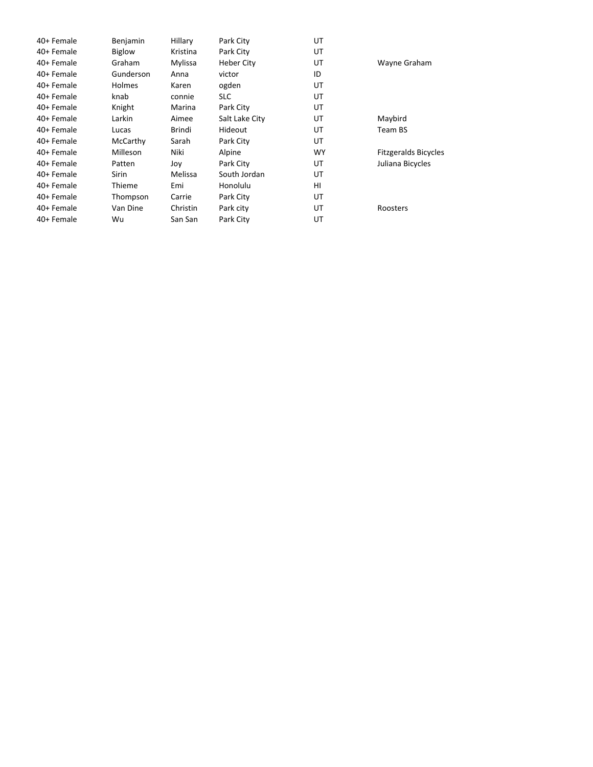| | | | | | |
|---|---|---|---|---|---|
| 40+ Female | Benjamin | Hillary | Park City | UT | |
| 40+ Female | Biglow | Kristina | Park City | UT | |
| 40+ Female | Graham | Mylissa | Heber City | UT | Wayne Graham |
| 40+ Female | Gunderson | Anna | victor | ID | |
| 40+ Female | Holmes | Karen | ogden | UT | |
| 40+ Female | knab | connie | SLC | UT | |
| 40+ Female | Knight | Marina | Park City | UT | |
| 40+ Female | Larkin | Aimee | Salt Lake City | UT | Maybird |
| 40+ Female | Lucas | Brindi | Hideout | UT | Team BS |
| 40+ Female | McCarthy | Sarah | Park City | UT | |
| 40+ Female | Milleson | Niki | Alpine | WY | Fitzgeralds Bicycles |
| 40+ Female | Patten | Joy | Park City | UT | Juliana Bicycles |
| 40+ Female | Sirin | Melissa | South Jordan | UT | |
| 40+ Female | Thieme | Emi | Honolulu | HI | |
| 40+ Female | Thompson | Carrie | Park City | UT | |
| 40+ Female | Van Dine | Christin | Park city | UT | Roosters |
| 40+ Female | Wu | San San | Park City | UT | |